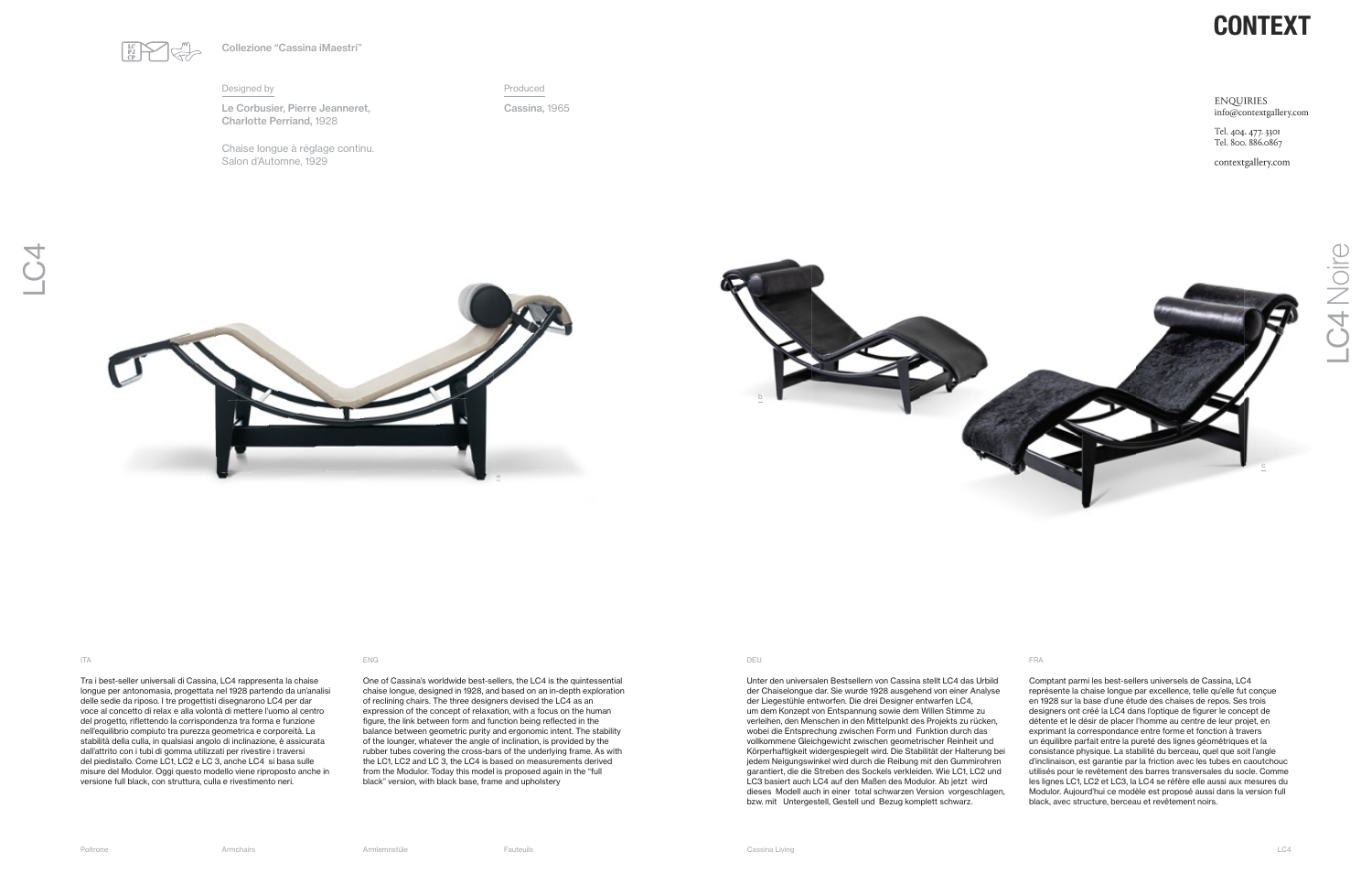# CONTEXT

ENQUIRIES
info@contextgallery.com

Tel. 404. 477. 3301
Tel. 800. 886.0867

contextgallery.com

Collezione "Cassina iMaestri"

Designed by

**Le Corbusier, Pierre Jeanneret, Charlotte Perriand,** 1928

Chaise longue à réglage continu.
Salon d'Automne, 1929

Produced

**Cassina,** 1965

## LC4

## LC4 Noire

ITA

Tra i best-seller universali di Cassina, LC4 rappresenta la chaise longue per antonomasia, progettata nel 1928 partendo da un'analisi delle sedie da riposo. I tre progettisti disegnarono LC4 per dar voce al concetto di relax e alla volontà di mettere l'uomo al centro del progetto, riflettendo la corrispondenza tra forma e funzione nell'equilibrio compiuto tra purezza geometrica e corporeità. La stabilità della culla, in qualsiasi angolo di inclinazione, è assicurata dall'attrito con i tubi di gomma utilizzati per rivestire i traversi del piedistallo. Come LC1, LC2 e LC 3, anche LC4 si basa sulle misure del Modulor. Oggi questo modello viene riproposto anche in versione full black, con struttura, culla e rivestimento neri.

ENG

One of Cassina's worldwide best-sellers, the LC4 is the quintessential chaise longue, designed in 1928, and based on an in-depth exploration of reclining chairs. The three designers devised the LC4 as an expression of the concept of relaxation, with a focus on the human figure, the link between form and function being reflected in the balance between geometric purity and ergonomic intent. The stability of the lounger, whatever the angle of inclination, is provided by the rubber tubes covering the cross-bars of the underlying frame. As with the LC1, LC2 and LC 3, the LC4 is based on measurements derived from the Modulor. Today this model is proposed again in the "full black" version, with black base, frame and upholstery

DEU

Unter den universalen Bestsellern von Cassina stellt LC4 das Urbild der Chaiselongue dar. Sie wurde 1928 ausgehend von einer Analyse der Liegestühle entworfen. Die drei Designer entwarfen LC4, um dem Konzept von Entspannung sowie dem Willen Stimme zu verleihen, den Menschen in den Mittelpunkt des Projekts zu rücken, wobei die Entsprechung zwischen Form und Funktion durch das vollkommene Gleichgewicht zwischen geometrischer Reinheit und Körperhaftigkeit widergespiegelt wird. Die Stabilität der Halterung bei jedem Neigungswinkel wird durch die Reibung mit den Gummirohren garantiert, die die Streben des Sockels verkleiden. Wie LC1, LC2 und LC3 basiert auch LC4 auf den Maßen des Modulor. Ab jetzt wird dieses Modell auch in einer total schwarzen Version vorgeschlagen, bzw. mit Untergestell, Gestell und Bezug komplett schwarz.

FRA

Comptant parmi les best-sellers universels de Cassina, LC4 représente la chaise longue par excellence, telle qu'elle fut conçue en 1928 sur la base d'une étude des chaises de repos. Ses trois designers ont créé la LC4 dans l'optique de figurer le concept de détente et le désir de placer l'homme au centre de leur projet, en exprimant la correspondance entre forme et fonction à travers un équilibre parfait entre la pureté des lignes géométriques et la consistance physique. La stabilité du berceau, quel que soit l'angle d'inclinaison, est garantie par la friction avec les tubes en caoutchouc utilisés pour le revêtement des barres transversales du socle. Comme les lignes LC1, LC2 et LC3, la LC4 se réfère elle aussi aux mesures du Modulor. Aujourd'hui ce modèle est proposé aussi dans la version full black, avec structure, berceau et revêtement noirs.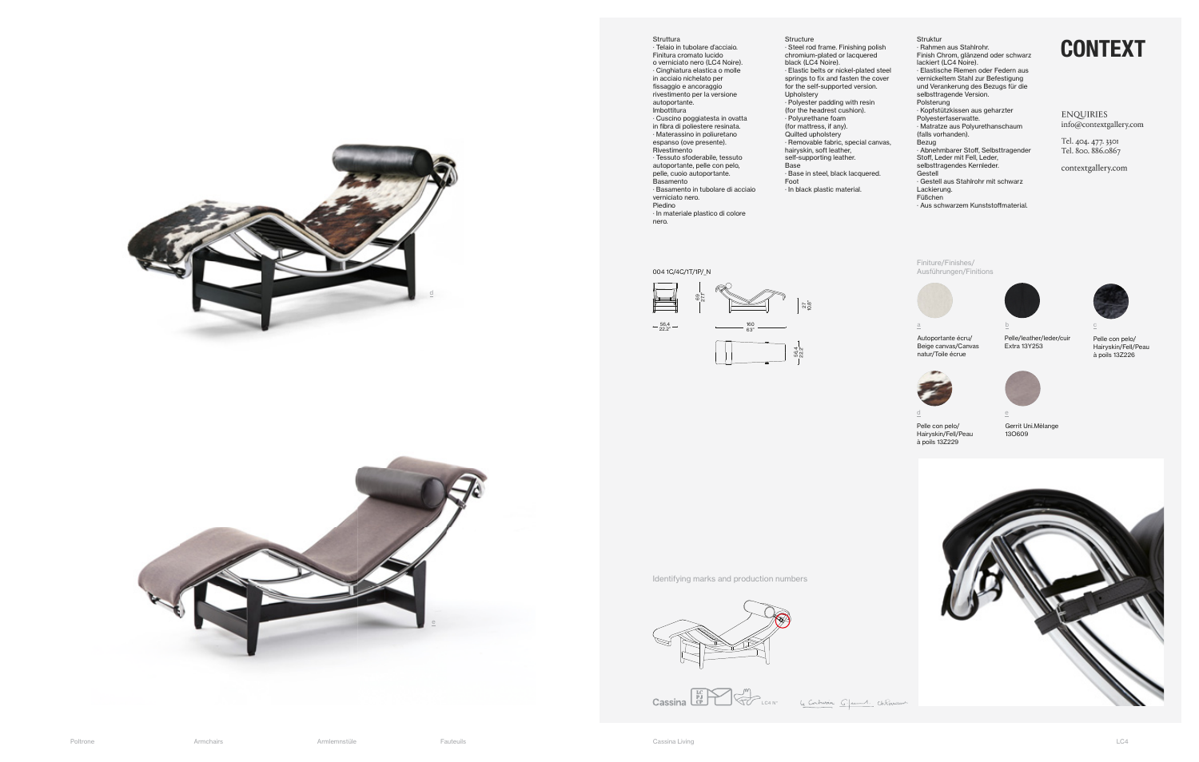Struttura
· Telaio in tubolare d'acciaio. Finitura cromato lucido o verniciato nero (LC4 Noire).
· Cinghiatura elastica o molle in acciaio nichelato per fissaggio e ancoraggio rivestimento per la versione autoportante.
Imbottitura
· Cuscino poggiatesta in ovatta in fibra di poliestere resinata.
· Materassino in poliuretano espanso (ove presente).
Rivestimento
· Tessuto sfoderabile, tessuto autoportante, pelle con pelo, pelle, cuoio autoportante.
Basamento
· Basamento in tubolare di acciaio verniciato nero.
Piedino
· In materiale plastico di colore nero.

Structure
· Steel rod frame. Finishing polish chromium-plated or lacquered black (LC4 Noire).
· Elastic belts or nickel-plated steel springs to fix and fasten the cover for the self-supported version.
Upholstery
· Polyester padding with resin (for the headrest cushion).
· Polyurethane foam (for mattress, if any).
Quilted upholstery
· Removable fabric, special canvas, hairyskin, soft leather, self-supporting leather.
Base
· Base in steel, black lacquered.
Foot
· In black plastic material.

Struktur
· Rahmen aus Stahlrohr. Finish Chrom, glänzend oder schwarz lackiert (LC4 Noire).
· Elastische Riemen oder Federn aus vernickeltem Stahl zur Befestigung und Verankerung des Bezugs für die selbsttragende Version.
Polsterung
· Kopfstützkissen aus geharzter Polyesterfaserwatte.
· Matratze aus Polyurethanschaum (falls vorhanden).
Bezug
· Abnehmbarer Stoff, Selbsttragender Stoff, Leder mit Fell, Leder, selbsttragendes Kernleder.
Gestell
· Gestell aus Stahlrohr mit schwarz Lackierung.
Füßchen
· Aus schwarzem Kunststoffmaterial.

# CONTEXT

ENQUIRIES
info@contextgallery.com

Tel. 404. 477. 3301
Tel. 800. 886.0867

contextgallery.com

004 1C/4C/1T/1P/_N

69
27.1"

55,4
22.2"

160
63"

27
10.6"

56,4
22.2"

Finiture/Finishes/
Ausführungen/Finitions

a
Autoportante écru/
Beige canvas/Canvas natur/Toile écrue

b
Pelle/leather/leder/cuir
Extra 13Y253

c
Pelle con pelo/
Hairyskin/Fell/Peau à poils 13Z226

d
Pelle con pelo/
Hairyskin/Fell/Peau à poils 13Z229

e
Gerrit Uni.Mélange
13O609

Identifying marks and production numbers

Cassina LC4 N°